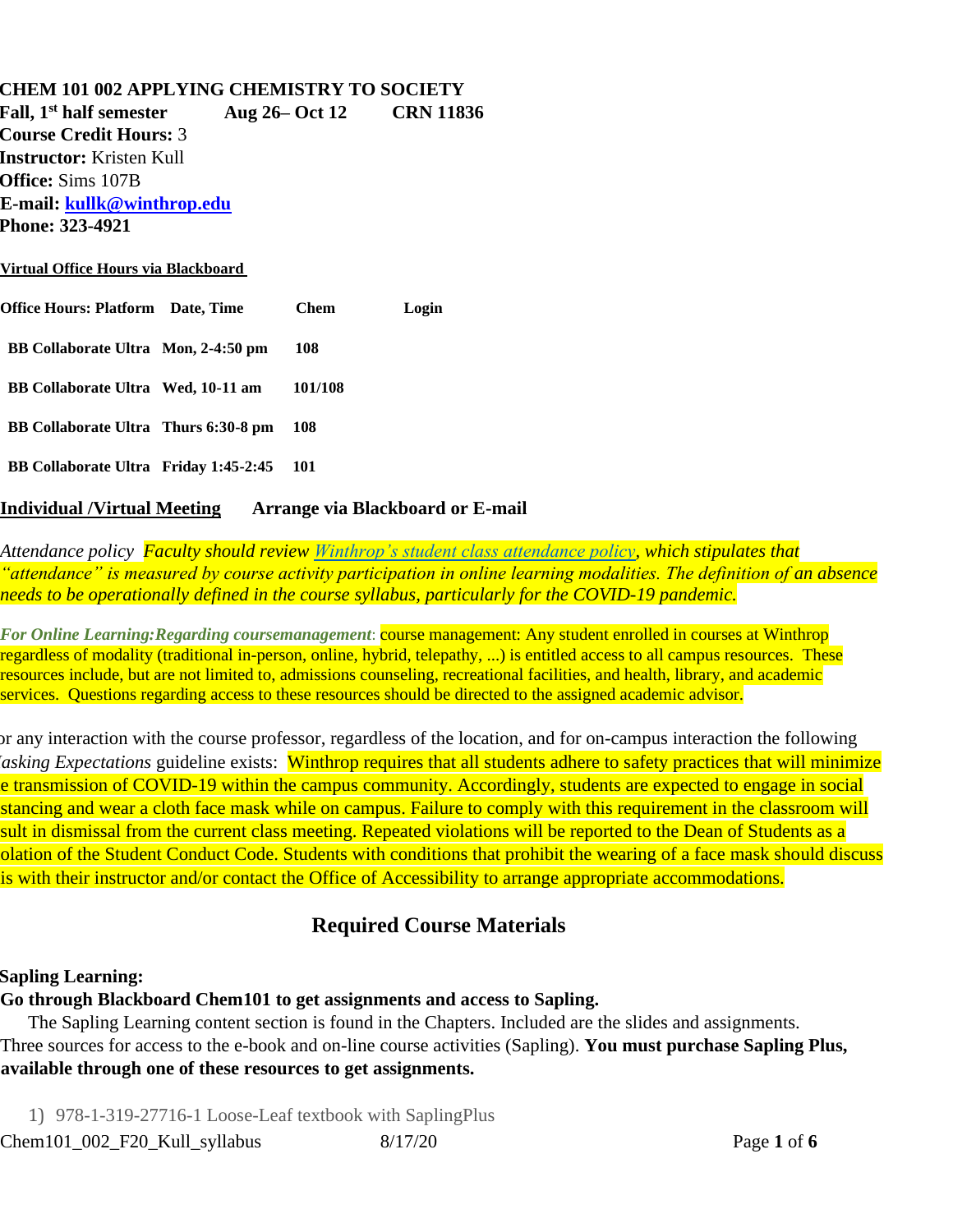**CHEM 101 002 APPLYING CHEMISTRY TO SOCIETY**
**Fall, 1st half semester   Aug 26– Oct 12   CRN 11836**
**Course Credit Hours:** 3
**Instructor:** Kristen Kull
**Office:** Sims 107B
**E-mail:** **kullk@winthrop.edu**
**Phone: 323-4921**

**Virtual Office Hours via Blackboard**

| Office Hours: Platform | Date, Time | Chem | Login |
|---|---|---|---|
| BB Collaborate Ultra | Mon, 2-4:50 pm | 108 | |
| BB Collaborate Ultra | Wed, 10-11 am | 101/108 | |
| BB Collaborate Ultra | Thurs 6:30-8 pm | 108 | |
| BB Collaborate Ultra | Friday 1:45-2:45 | 101 | |

**Individual /Virtual Meeting   Arrange via Blackboard or E-mail**

*Attendance policy  Faculty should review Winthrop's student class attendance policy, which stipulates that "attendance" is measured by course activity participation in online learning modalities. The definition of an absence needs to be operationally defined in the course syllabus, particularly for the COVID-19 pandemic.*

***For Online Learning:Regarding coursemanagement***: course management: Any student enrolled in courses at Winthrop regardless of modality (traditional in-person, online, hybrid, telepathy, ...) is entitled access to all campus resources. These resources include, but are not limited to, admissions counseling, recreational facilities, and health, library, and academic services. Questions regarding access to these resources should be directed to the assigned academic advisor.

or any interaction with the course professor, regardless of the location, and for on-campus interaction the following *asking Expectations* guideline exists: Winthrop requires that all students adhere to safety practices that will minimize e transmission of COVID-19 within the campus community. Accordingly, students are expected to engage in social stancing and wear a cloth face mask while on campus. Failure to comply with this requirement in the classroom will sult in dismissal from the current class meeting. Repeated violations will be reported to the Dean of Students as a olation of the Student Conduct Code. Students with conditions that prohibit the wearing of a face mask should discuss is with their instructor and/or contact the Office of Accessibility to arrange appropriate accommodations.

## Required Course Materials

**Sapling Learning:**
**Go through Blackboard Chem101 to get assignments and access to Sapling.**

The Sapling Learning content section is found in the Chapters. Included are the slides and assignments. Three sources for access to the e-book and on-line course activities (Sapling). **You must purchase Sapling Plus, available through one of these resources to get assignments.**

1) 978-1-319-27716-1 Loose-Leaf textbook with SaplingPlus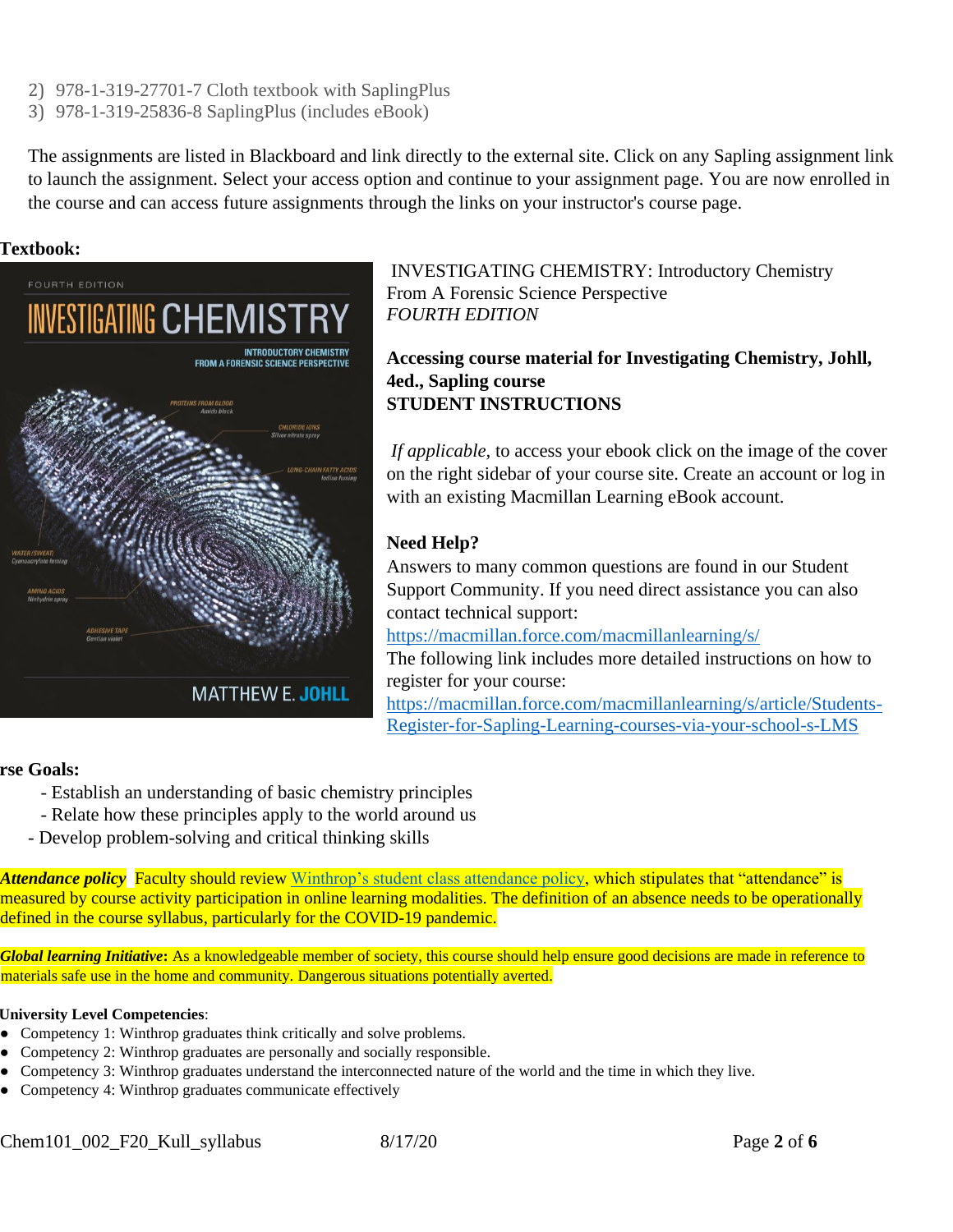2) 978-1-319-27701-7 Cloth textbook with SaplingPlus
3) 978-1-319-25836-8 SaplingPlus (includes eBook)

The assignments are listed in Blackboard and link directly to the external site. Click on any Sapling assignment link to launch the assignment. Select your access option and continue to your assignment page. You are now enrolled in the course and can access future assignments through the links on your instructor's course page.

**Textbook:**

INVESTIGATING CHEMISTRY: Introductory Chemistry From A Forensic Science Perspective
*FOURTH EDITION*

**Accessing course material for Investigating Chemistry, Johll, 4ed., Sapling course**
**STUDENT INSTRUCTIONS**

*If applicable*, to access your ebook click on the image of the cover on the right sidebar of your course site. Create an account or log in with an existing Macmillan Learning eBook account.

**Need Help?**
Answers to many common questions are found in our Student Support Community. If you need direct assistance you can also contact technical support:
https://macmillan.force.com/macmillanlearning/s/
The following link includes more detailed instructions on how to register for your course:
https://macmillan.force.com/macmillanlearning/s/article/Students-Register-for-Sapling-Learning-courses-via-your-school-s-LMS

**rse Goals:**

- Establish an understanding of basic chemistry principles
- Relate how these principles apply to the world around us
- Develop problem-solving and critical thinking skills

***Attendance policy*** Faculty should review Winthrop's student class attendance policy, which stipulates that "attendance" is measured by course activity participation in online learning modalities. The definition of an absence needs to be operationally defined in the course syllabus, particularly for the COVID-19 pandemic.

***Global learning Initiative*:** As a knowledgeable member of society, this course should help ensure good decisions are made in reference to materials safe use in the home and community. Dangerous situations potentially averted.

**University Level Competencies**:

- Competency 1: Winthrop graduates think critically and solve problems.
- Competency 2: Winthrop graduates are personally and socially responsible.
- Competency 3: Winthrop graduates understand the interconnected nature of the world and the time in which they live.
- Competency 4: Winthrop graduates communicate effectively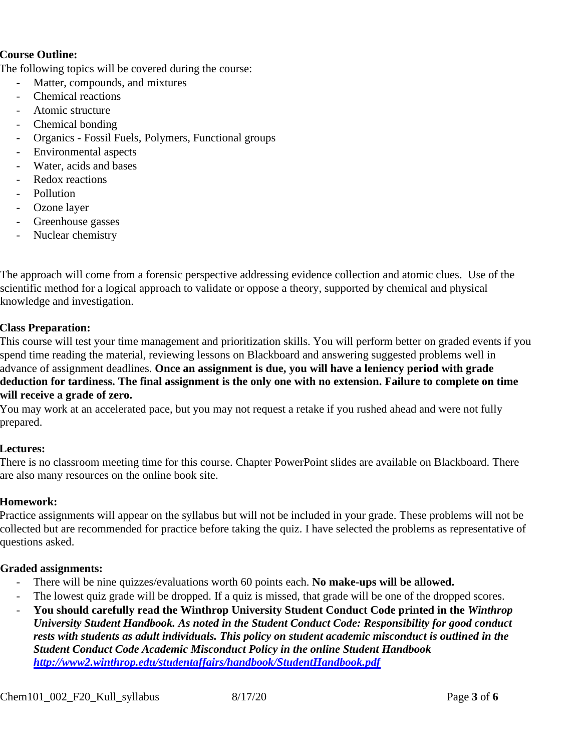**Course Outline:**

The following topics will be covered during the course:

- Matter, compounds, and mixtures
- Chemical reactions
- Atomic structure
- Chemical bonding
- Organics - Fossil Fuels, Polymers, Functional groups
- Environmental aspects
- Water, acids and bases
- Redox reactions
- Pollution
- Ozone layer
- Greenhouse gasses
- Nuclear chemistry

The approach will come from a forensic perspective addressing evidence collection and atomic clues. Use of the scientific method for a logical approach to validate or oppose a theory, supported by chemical and physical knowledge and investigation.

**Class Preparation:**

This course will test your time management and prioritization skills. You will perform better on graded events if you spend time reading the material, reviewing lessons on Blackboard and answering suggested problems well in advance of assignment deadlines. **Once an assignment is due, you will have a leniency period with grade deduction for tardiness. The final assignment is the only one with no extension. Failure to complete on time will receive a grade of zero.**

You may work at an accelerated pace, but you may not request a retake if you rushed ahead and were not fully prepared.

**Lectures:**

There is no classroom meeting time for this course. Chapter PowerPoint slides are available on Blackboard. There are also many resources on the online book site.

**Homework:**

Practice assignments will appear on the syllabus but will not be included in your grade. These problems will not be collected but are recommended for practice before taking the quiz. I have selected the problems as representative of questions asked.

**Graded assignments:**

- There will be nine quizzes/evaluations worth 60 points each. **No make-ups will be allowed.**
- The lowest quiz grade will be dropped. If a quiz is missed, that grade will be one of the dropped scores.
- **You should carefully read the Winthrop University Student Conduct Code printed in the *Winthrop University Student Handbook. As noted in the Student Conduct Code: Responsibility for good conduct rests with students as adult individuals. This policy on student academic misconduct is outlined in the Student Conduct Code Academic Misconduct Policy in the online Student Handbook* [*http://www2.winthrop.edu/studentaffairs/handbook/StudentHandbook.pdf*](http://www2.winthrop.edu/studentaffairs/handbook/StudentHandbook.pdf)**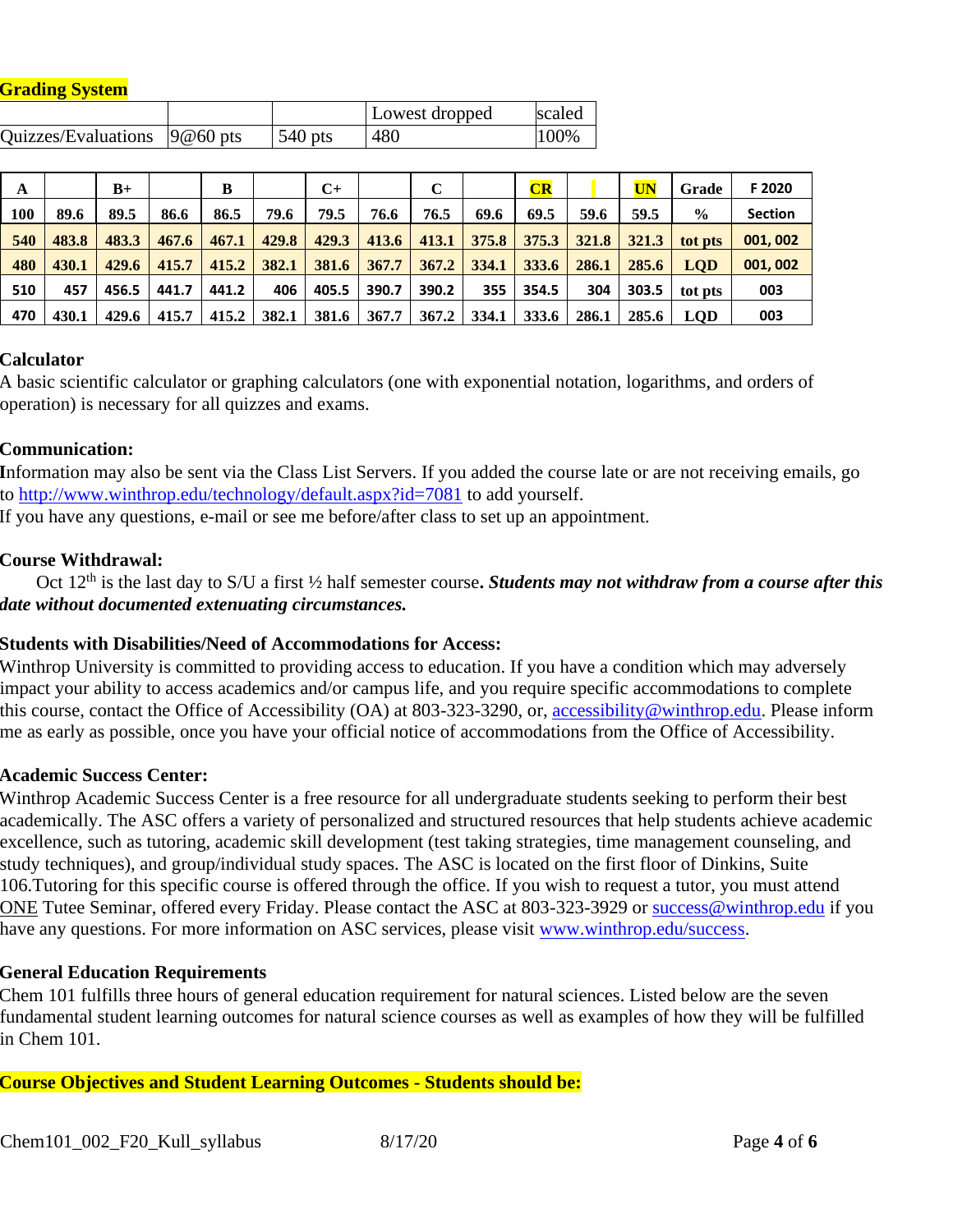## Grading System

| | | | Lowest dropped | scaled |
|---|---|---|---|---|
| Quizzes/Evaluations | 9@60 pts | 540 pts | 480 | 100% |

| A | | B+ | | B | | C+ | | C | | CR | | UN | Grade | F 2020 |
|---|---|---|---|---|---|---|---|---|---|---|---|---|---|---|
| 100 | 89.6 | 89.5 | 86.6 | 86.5 | 79.6 | 79.5 | 76.6 | 76.5 | 69.6 | 69.5 | 59.6 | 59.5 | % | Section |
| 540 | 483.8 | 483.3 | 467.6 | 467.1 | 429.8 | 429.3 | 413.6 | 413.1 | 375.8 | 375.3 | 321.8 | 321.3 | tot pts | 001, 002 |
| 480 | 430.1 | 429.6 | 415.7 | 415.2 | 382.1 | 381.6 | 367.7 | 367.2 | 334.1 | 333.6 | 286.1 | 285.6 | LQD | 001, 002 |
| 510 | 457 | 456.5 | 441.7 | 441.2 | 406 | 405.5 | 390.7 | 390.2 | 355 | 354.5 | 304 | 303.5 | tot pts | 003 |
| 470 | 430.1 | 429.6 | 415.7 | 415.2 | 382.1 | 381.6 | 367.7 | 367.2 | 334.1 | 333.6 | 286.1 | 285.6 | LQD | 003 |

**Calculator**

A basic scientific calculator or graphing calculators (one with exponential notation, logarithms, and orders of operation) is necessary for all quizzes and exams.

**Communication:**

Information may also be sent via the Class List Servers. If you added the course late or are not receiving emails, go to http://www.winthrop.edu/technology/default.aspx?id=7081 to add yourself.
If you have any questions, e-mail or see me before/after class to set up an appointment.

**Course Withdrawal:**

Oct 12th is the last day to S/U a first ½ half semester course. ***Students may not withdraw from a course after this date without documented extenuating circumstances.***

**Students with Disabilities/Need of Accommodations for Access:**

Winthrop University is committed to providing access to education. If you have a condition which may adversely impact your ability to access academics and/or campus life, and you require specific accommodations to complete this course, contact the Office of Accessibility (OA) at 803-323-3290, or, accessibility@winthrop.edu. Please inform me as early as possible, once you have your official notice of accommodations from the Office of Accessibility.

**Academic Success Center:**

Winthrop Academic Success Center is a free resource for all undergraduate students seeking to perform their best academically. The ASC offers a variety of personalized and structured resources that help students achieve academic excellence, such as tutoring, academic skill development (test taking strategies, time management counseling, and study techniques), and group/individual study spaces. The ASC is located on the first floor of Dinkins, Suite 106.Tutoring for this specific course is offered through the office. If you wish to request a tutor, you must attend ONE Tutee Seminar, offered every Friday. Please contact the ASC at 803-323-3929 or success@winthrop.edu if you have any questions. For more information on ASC services, please visit www.winthrop.edu/success.

**General Education Requirements**

Chem 101 fulfills three hours of general education requirement for natural sciences. Listed below are the seven fundamental student learning outcomes for natural science courses as well as examples of how they will be fulfilled in Chem 101.

**Course Objectives and Student Learning Outcomes - Students should be:**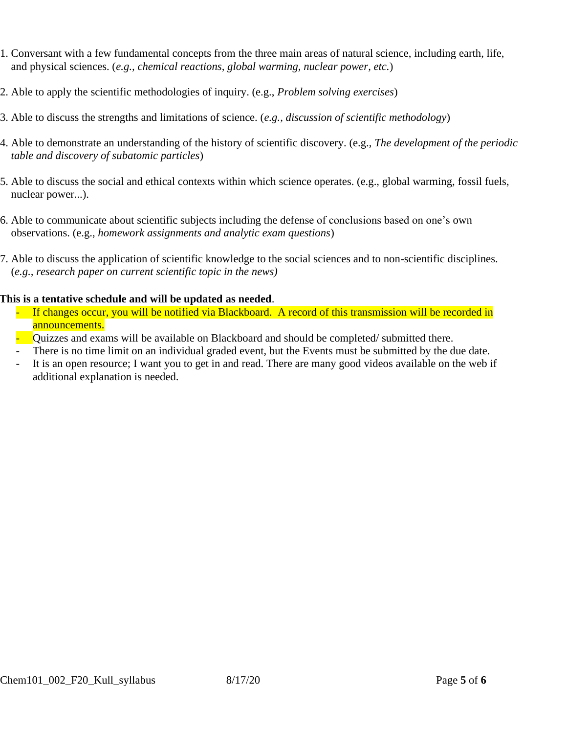1. Conversant with a few fundamental concepts from the three main areas of natural science, including earth, life, and physical sciences. (*e.g., chemical reactions, global warming, nuclear power, etc.*)

2. Able to apply the scientific methodologies of inquiry. (e.g., *Problem solving exercises*)

3. Able to discuss the strengths and limitations of science. (*e.g., discussion of scientific methodology*)

4. Able to demonstrate an understanding of the history of scientific discovery. (e.g., *The development of the periodic table and discovery of subatomic particles*)

5. Able to discuss the social and ethical contexts within which science operates. (e.g., global warming, fossil fuels, nuclear power...).

6. Able to communicate about scientific subjects including the defense of conclusions based on one's own observations. (e.g., *homework assignments and analytic exam questions*)

7. Able to discuss the application of scientific knowledge to the social sciences and to non-scientific disciplines. (*e.g., research paper on current scientific topic in the news)*

**This is a tentative schedule and will be updated as needed**.

- If changes occur, you will be notified via Blackboard. A record of this transmission will be recorded in announcements.
- Quizzes and exams will be available on Blackboard and should be completed/ submitted there.
- There is no time limit on an individual graded event, but the Events must be submitted by the due date.
- It is an open resource; I want you to get in and read. There are many good videos available on the web if additional explanation is needed.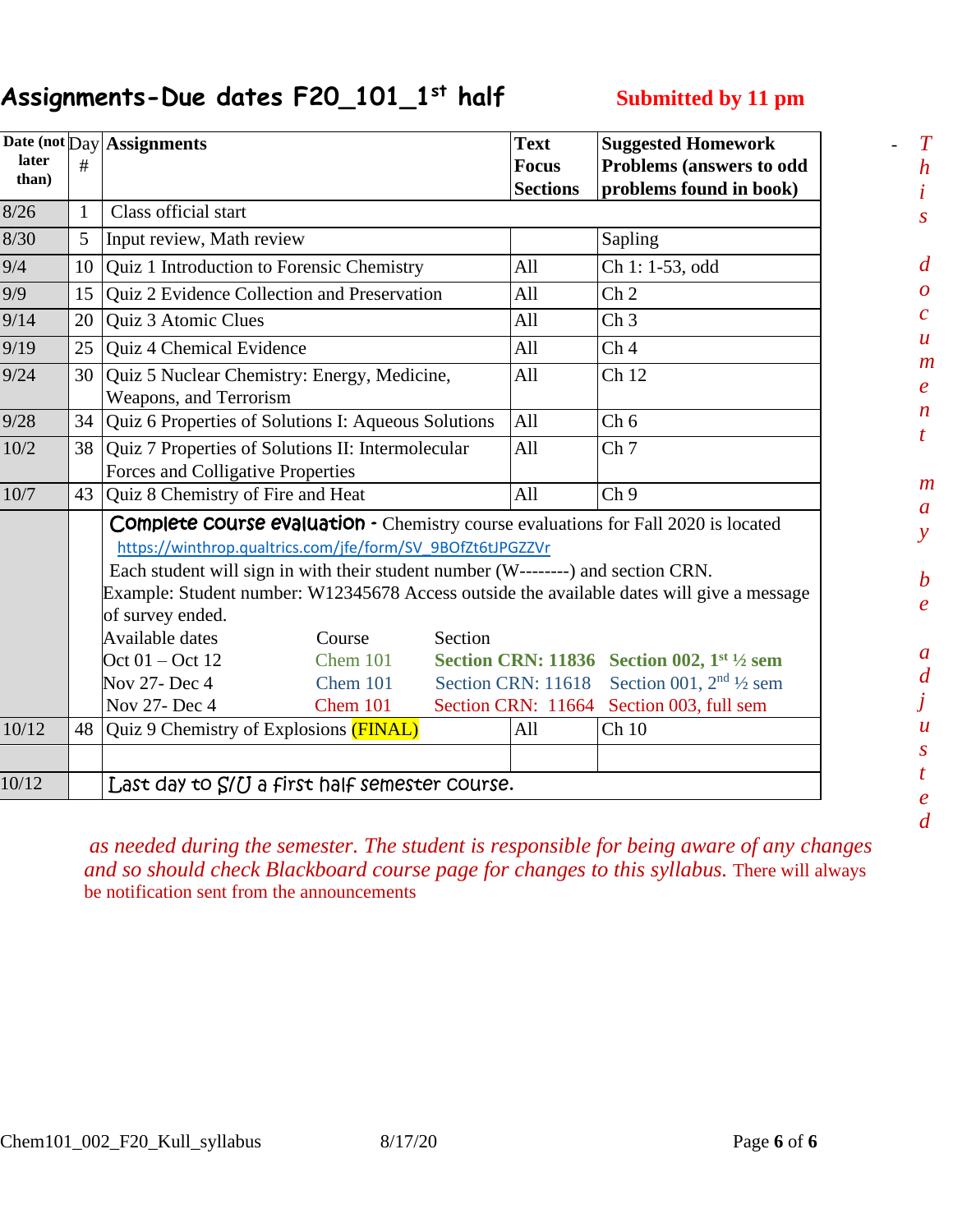## Assignments-Due dates F20_101_1st half

**Submitted by 11 pm**

| Date (not later than) | Day # | Assignments | Text Focus Sections | Suggested Homework Problems (answers to odd problems found in book) |
|---|---|---|---|---|
| 8/26 | 1 | Class official start | | |
| 8/30 | 5 | Input review, Math review | | Sapling |
| 9/4 | 10 | Quiz 1 Introduction to Forensic Chemistry | All | Ch 1: 1-53, odd |
| 9/9 | 15 | Quiz 2 Evidence Collection and Preservation | All | Ch 2 |
| 9/14 | 20 | Quiz 3 Atomic Clues | All | Ch 3 |
| 9/19 | 25 | Quiz 4 Chemical Evidence | All | Ch 4 |
| 9/24 | 30 | Quiz 5 Nuclear Chemistry: Energy, Medicine, Weapons, and Terrorism | All | Ch 12 |
| 9/28 | 34 | Quiz 6 Properties of Solutions I: Aqueous Solutions | All | Ch 6 |
| 10/2 | 38 | Quiz 7 Properties of Solutions II: Intermolecular Forces and Colligative Properties | All | Ch 7 |
| 10/7 | 43 | Quiz 8 Chemistry of Fire and Heat | All | Ch 9 |
| | | **Complete course evaluation -** Chemistry course evaluations for Fall 2020 is located https://winthrop.qualtrics.com/jfe/form/SV_9BOfZt6tJPGZZVr Each student will sign in with their student number (W--------) and section CRN. Example: Student number: W12345678 Access outside the available dates will give a message of survey ended. Available dates / Course / Section: Oct 01 – Oct 12, Chem 101, **Section CRN: 11836 Section 002, 1st ½ sem**; Nov 27- Dec 4, Chem 101, Section CRN: 11618 Section 001, 2nd ½ sem; Nov 27- Dec 4, Chem 101, Section CRN: 11664 Section 003, full sem | | |
| 10/12 | 48 | Quiz 9 Chemistry of Explosions (FINAL) | All | Ch 10 |
| | | | | |
| 10/12 | | Last day to S/U a first half semester course. | | |

- *This document may be adjusted as needed during the semester. The student is responsible for being aware of any changes and so should check Blackboard course page for changes to this syllabus.* There will always be notification sent from the announcements